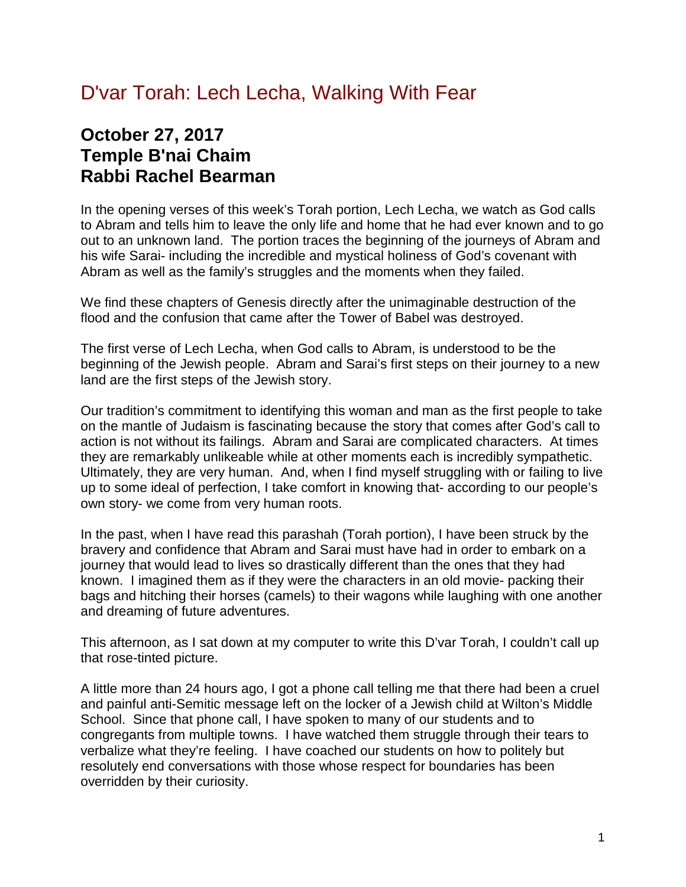# D'var Torah: Lech Lecha, Walking With Fear

## October 27, 2017
## Temple B'nai Chaim
## Rabbi Rachel Bearman

In the opening verses of this week's Torah portion, Lech Lecha, we watch as God calls to Abram and tells him to leave the only life and home that he had ever known and to go out to an unknown land. The portion traces the beginning of the journeys of Abram and his wife Sarai- including the incredible and mystical holiness of God's covenant with Abram as well as the family's struggles and the moments when they failed.

We find these chapters of Genesis directly after the unimaginable destruction of the flood and the confusion that came after the Tower of Babel was destroyed.

The first verse of Lech Lecha, when God calls to Abram, is understood to be the beginning of the Jewish people. Abram and Sarai's first steps on their journey to a new land are the first steps of the Jewish story.

Our tradition's commitment to identifying this woman and man as the first people to take on the mantle of Judaism is fascinating because the story that comes after God's call to action is not without its failings. Abram and Sarai are complicated characters. At times they are remarkably unlikeable while at other moments each is incredibly sympathetic. Ultimately, they are very human. And, when I find myself struggling with or failing to live up to some ideal of perfection, I take comfort in knowing that- according to our people's own story- we come from very human roots.

In the past, when I have read this parashah (Torah portion), I have been struck by the bravery and confidence that Abram and Sarai must have had in order to embark on a journey that would lead to lives so drastically different than the ones that they had known. I imagined them as if they were the characters in an old movie- packing their bags and hitching their horses (camels) to their wagons while laughing with one another and dreaming of future adventures.

This afternoon, as I sat down at my computer to write this D'var Torah, I couldn't call up that rose-tinted picture.

A little more than 24 hours ago, I got a phone call telling me that there had been a cruel and painful anti-Semitic message left on the locker of a Jewish child at Wilton's Middle School. Since that phone call, I have spoken to many of our students and to congregants from multiple towns. I have watched them struggle through their tears to verbalize what they're feeling. I have coached our students on how to politely but resolutely end conversations with those whose respect for boundaries has been overridden by their curiosity.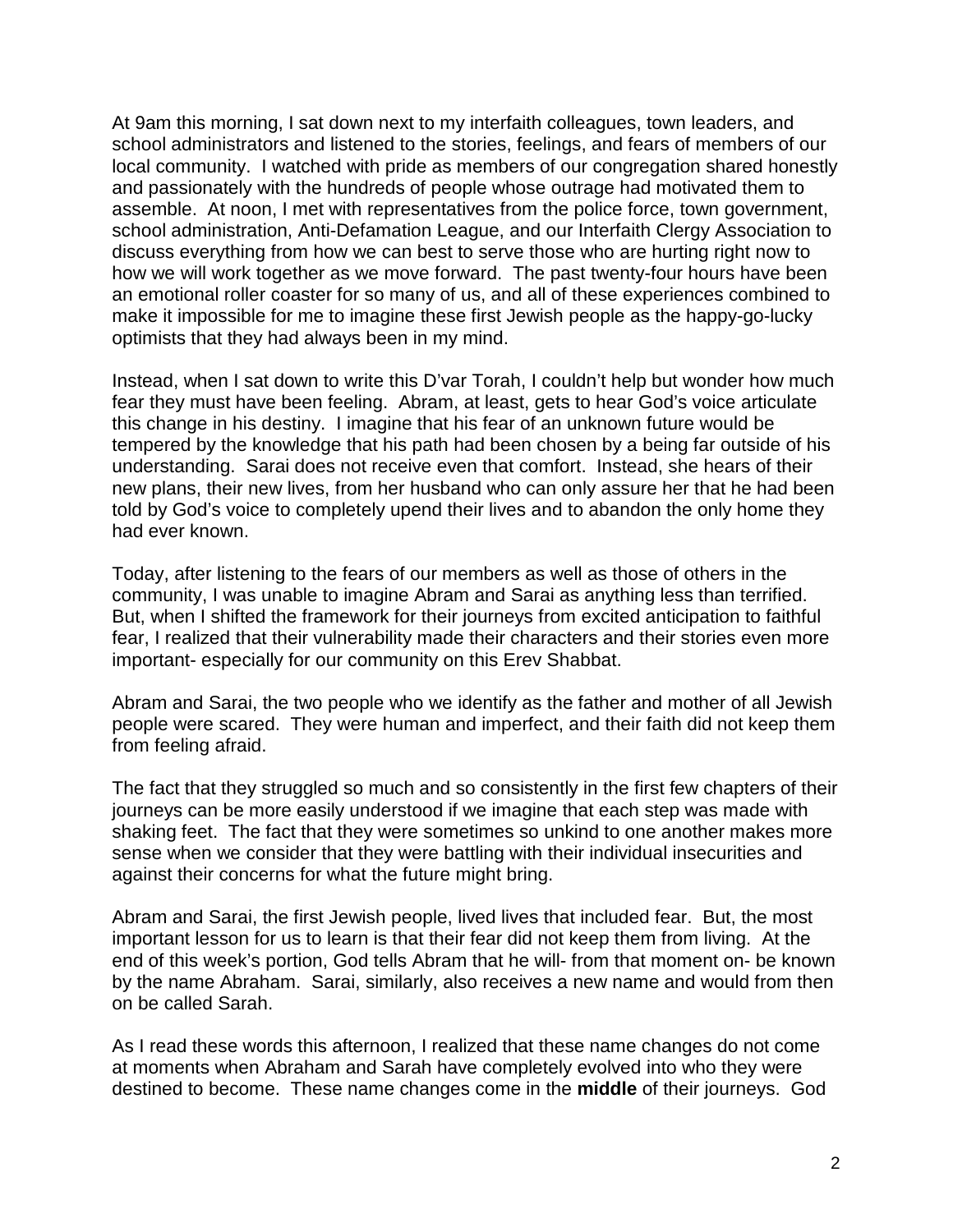At 9am this morning, I sat down next to my interfaith colleagues, town leaders, and school administrators and listened to the stories, feelings, and fears of members of our local community. I watched with pride as members of our congregation shared honestly and passionately with the hundreds of people whose outrage had motivated them to assemble. At noon, I met with representatives from the police force, town government, school administration, Anti-Defamation League, and our Interfaith Clergy Association to discuss everything from how we can best to serve those who are hurting right now to how we will work together as we move forward. The past twenty-four hours have been an emotional roller coaster for so many of us, and all of these experiences combined to make it impossible for me to imagine these first Jewish people as the happy-go-lucky optimists that they had always been in my mind.

Instead, when I sat down to write this D'var Torah, I couldn't help but wonder how much fear they must have been feeling. Abram, at least, gets to hear God's voice articulate this change in his destiny. I imagine that his fear of an unknown future would be tempered by the knowledge that his path had been chosen by a being far outside of his understanding. Sarai does not receive even that comfort. Instead, she hears of their new plans, their new lives, from her husband who can only assure her that he had been told by God's voice to completely upend their lives and to abandon the only home they had ever known.

Today, after listening to the fears of our members as well as those of others in the community, I was unable to imagine Abram and Sarai as anything less than terrified. But, when I shifted the framework for their journeys from excited anticipation to faithful fear, I realized that their vulnerability made their characters and their stories even more important- especially for our community on this Erev Shabbat.

Abram and Sarai, the two people who we identify as the father and mother of all Jewish people were scared. They were human and imperfect, and their faith did not keep them from feeling afraid.

The fact that they struggled so much and so consistently in the first few chapters of their journeys can be more easily understood if we imagine that each step was made with shaking feet. The fact that they were sometimes so unkind to one another makes more sense when we consider that they were battling with their individual insecurities and against their concerns for what the future might bring.

Abram and Sarai, the first Jewish people, lived lives that included fear. But, the most important lesson for us to learn is that their fear did not keep them from living. At the end of this week's portion, God tells Abram that he will- from that moment on- be known by the name Abraham. Sarai, similarly, also receives a new name and would from then on be called Sarah.

As I read these words this afternoon, I realized that these name changes do not come at moments when Abraham and Sarah have completely evolved into who they were destined to become. These name changes come in the **middle** of their journeys. God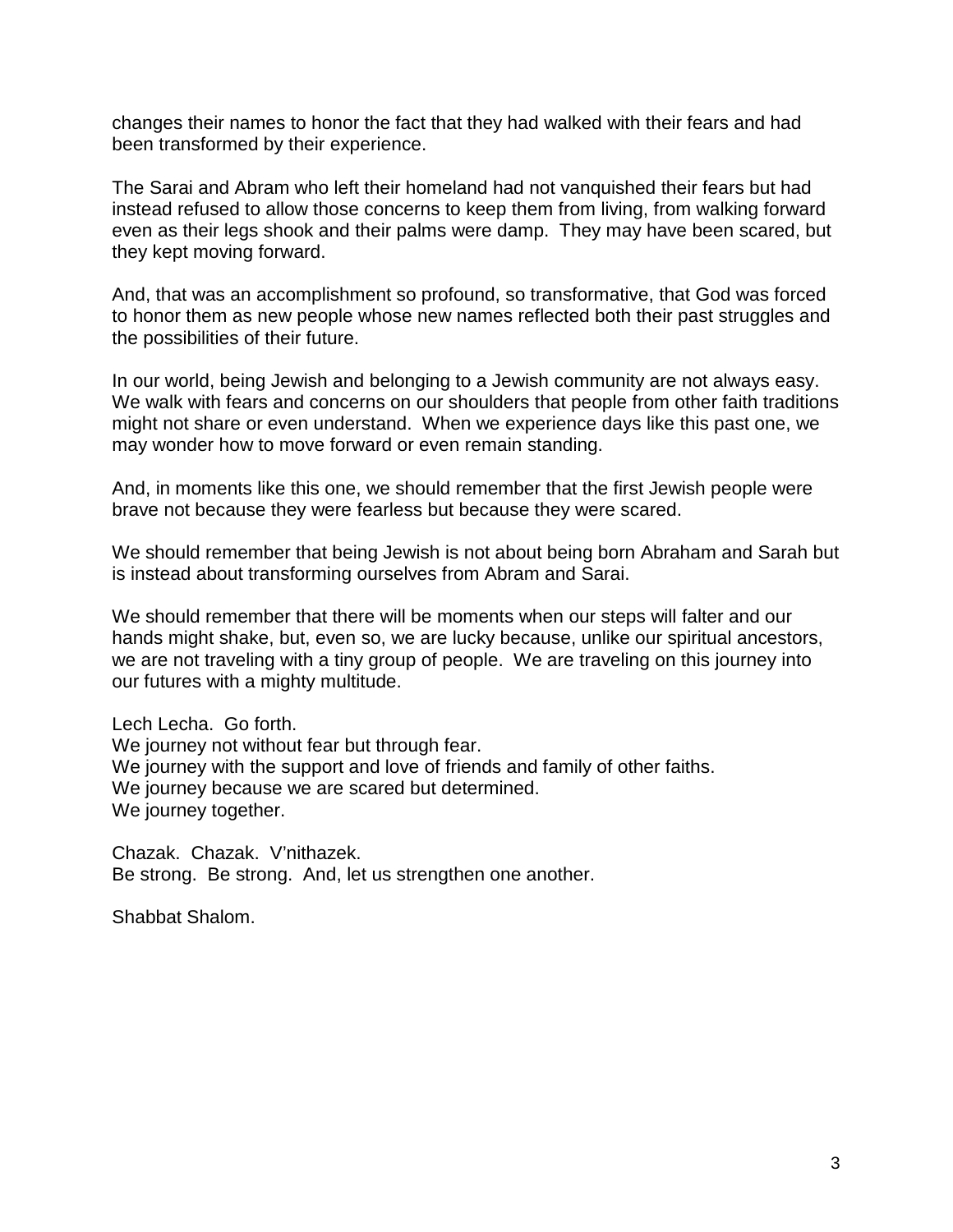changes their names to honor the fact that they had walked with their fears and had been transformed by their experience.

The Sarai and Abram who left their homeland had not vanquished their fears but had instead refused to allow those concerns to keep them from living, from walking forward even as their legs shook and their palms were damp. They may have been scared, but they kept moving forward.

And, that was an accomplishment so profound, so transformative, that God was forced to honor them as new people whose new names reflected both their past struggles and the possibilities of their future.

In our world, being Jewish and belonging to a Jewish community are not always easy. We walk with fears and concerns on our shoulders that people from other faith traditions might not share or even understand. When we experience days like this past one, we may wonder how to move forward or even remain standing.

And, in moments like this one, we should remember that the first Jewish people were brave not because they were fearless but because they were scared.

We should remember that being Jewish is not about being born Abraham and Sarah but is instead about transforming ourselves from Abram and Sarai.

We should remember that there will be moments when our steps will falter and our hands might shake, but, even so, we are lucky because, unlike our spiritual ancestors, we are not traveling with a tiny group of people. We are traveling on this journey into our futures with a mighty multitude.

Lech Lecha. Go forth.
We journey not without fear but through fear.
We journey with the support and love of friends and family of other faiths.
We journey because we are scared but determined.
We journey together.

Chazak. Chazak. V'nithazek.
Be strong. Be strong. And, let us strengthen one another.

Shabbat Shalom.